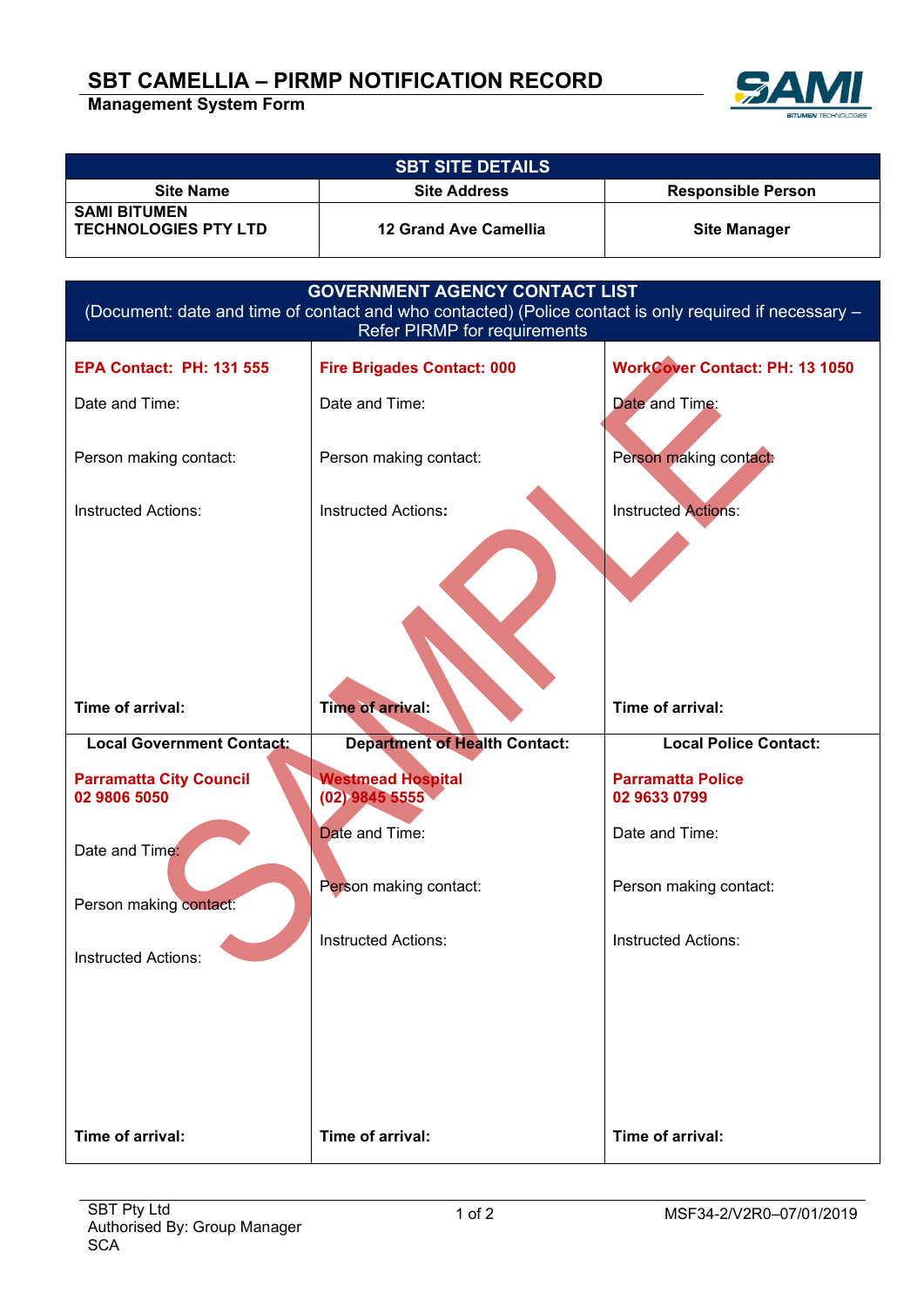# SBT CAMELLIA – PIRMP NOTIFICATION RECORD

**Management System Form**

| SBT SITE DETAILS | | |
|---|---|---|
| **Site Name** | **Site Address** | **Responsible Person** |
| **SAMI BITUMEN TECHNOLOGIES PTY LTD** | **12 Grand Ave Camellia** | **Site Manager** |

| GOVERNMENT AGENCY CONTACT LIST<br>(Document: date and time of contact and who contacted) (Police contact is only required if necessary – Refer PIRMP for requirements) | | |
|---|---|---|
| **EPA Contact: PH: 131 555**<br><br>Date and Time:<br><br>Person making contact:<br><br>Instructed Actions:<br><br>**Time of arrival:** | **Fire Brigades Contact: 000**<br><br>Date and Time:<br><br>Person making contact:<br><br>Instructed Actions**:**<br><br>**Time of arrival:** | **WorkCover Contact: PH: 13 1050**<br><br>Date and Time:<br><br>Person making contact:<br><br>Instructed Actions:<br><br>**Time of arrival:** |
| **Local Government Contact:**<br><br>**Parramatta City Council**<br>**02 9806 5050**<br><br>Date and Time:<br><br>Person making contact:<br><br>Instructed Actions:<br><br>**Time of arrival:** | **Department of Health Contact:**<br><br>**Westmead Hospital**<br>**(02) 9845 5555**<br><br>Date and Time:<br><br>Person making contact:<br><br>Instructed Actions:<br><br>**Time of arrival:** | **Local Police Contact:**<br><br>**Parramatta Police**<br>**02 9633 0799**<br><br>Date and Time:<br><br>Person making contact:<br><br>Instructed Actions:<br><br>**Time of arrival:** |

SAMPLE

SBT Pty Ltd
Authorised By: Group Manager SCA

MSF34-2/V2R0–07/01/2019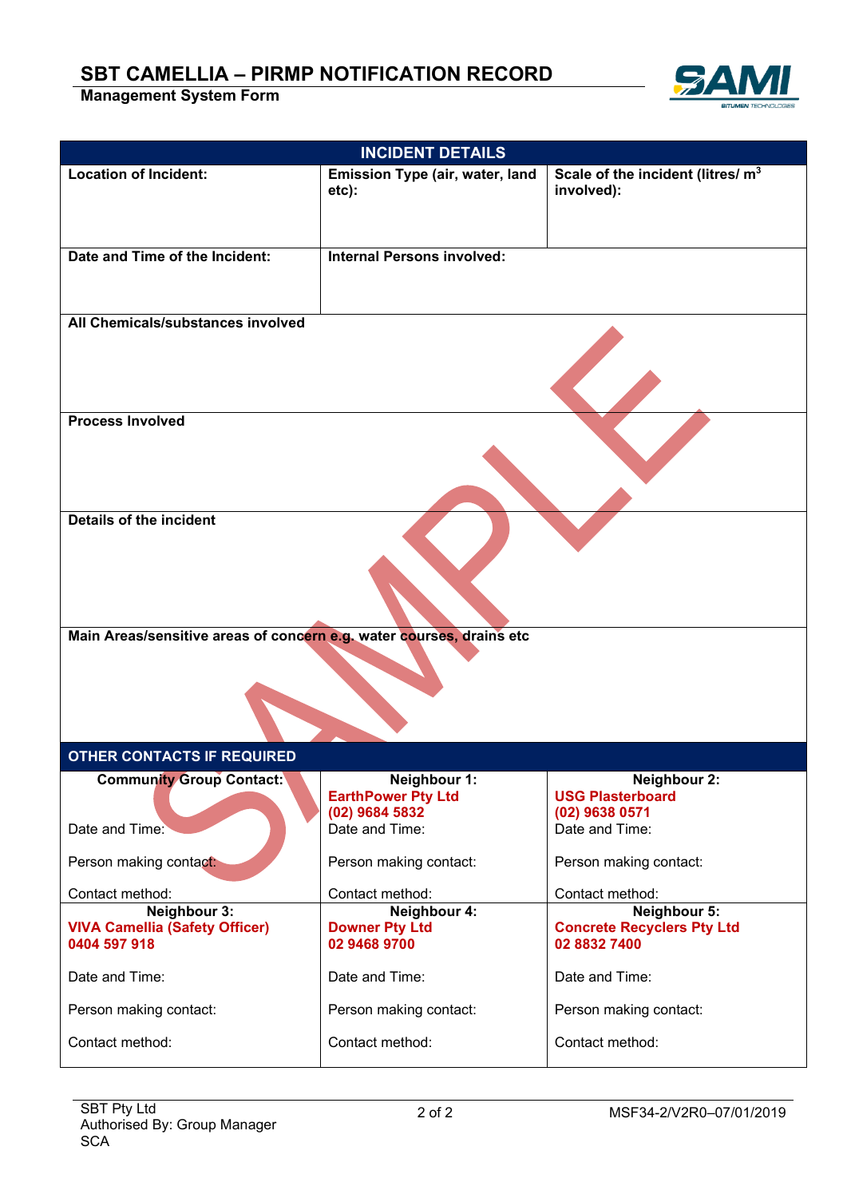# SBT CAMELLIA – PIRMP NOTIFICATION RECORD

**Management System Form**

SAMI BITUMEN TECHNOLOGIES

| INCIDENT DETAILS | | |
|---|---|---|
| **Location of Incident:** | **Emission Type (air, water, land etc):** | **Scale of the incident (litres/ $m^3$ involved):** |
| **Date and Time of the Incident:** | **Internal Persons involved:** | |
| **All Chemicals/substances involved** | | |
| **Process Involved** | | |
| **Details of the incident** | | |
| **Main Areas/sensitive areas of concern e.g. water courses, drains etc** | | |

SAMPLE

| OTHER CONTACTS IF REQUIRED | | |
|---|---|---|
| **Community Group Contact:**<br><br>Date and Time:<br><br>Person making contact:<br><br>Contact method: | **Neighbour 1:**<br>**EarthPower Pty Ltd**<br>**(02) 9684 5832**<br>Date and Time:<br><br>Person making contact:<br><br>Contact method: | **Neighbour 2:**<br>**USG Plasterboard**<br>**(02) 9638 0571**<br>Date and Time:<br><br>Person making contact:<br><br>Contact method: |
| **Neighbour 3:**<br>**VIVA Camellia (Safety Officer)**<br>**0404 597 918**<br><br>Date and Time:<br><br>Person making contact:<br><br>Contact method: | **Neighbour 4:**<br>**Downer Pty Ltd**<br>**02 9468 9700**<br><br>Date and Time:<br><br>Person making contact:<br><br>Contact method: | **Neighbour 5:**<br>**Concrete Recyclers Pty Ltd**<br>**02 8832 7400**<br><br>Date and Time:<br><br>Person making contact:<br><br>Contact method: |

SBT Pty Ltd
Authorised By: Group Manager
SCA

MSF34-2/V2R0–07/01/2019